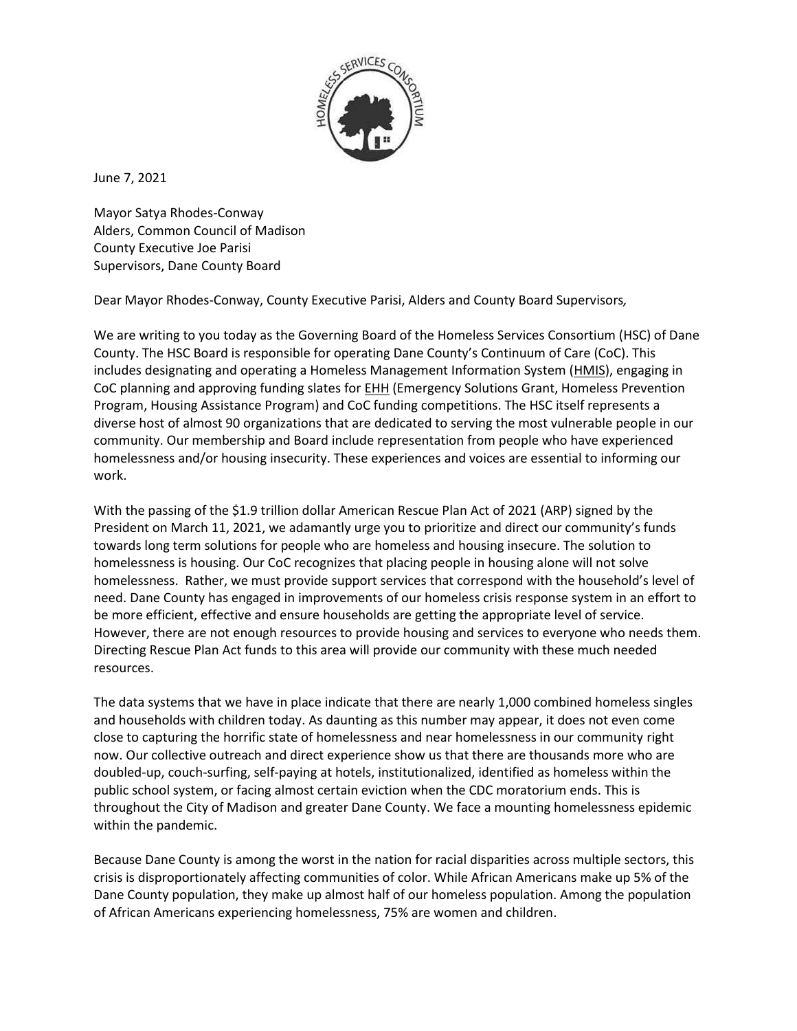June 7, 2021

Mayor Satya Rhodes-Conway
Alders, Common Council of Madison
County Executive Joe Parisi
Supervisors, Dane County Board

Dear Mayor Rhodes-Conway, County Executive Parisi, Alders and County Board Supervisors*,*

We are writing to you today as the Governing Board of the Homeless Services Consortium (HSC) of Dane County. The HSC Board is responsible for operating Dane County's Continuum of Care (CoC). This includes designating and operating a Homeless Management Information System (HMIS), engaging in CoC planning and approving funding slates for EHH (Emergency Solutions Grant, Homeless Prevention Program, Housing Assistance Program) and CoC funding competitions. The HSC itself represents a diverse host of almost 90 organizations that are dedicated to serving the most vulnerable people in our community. Our membership and Board include representation from people who have experienced homelessness and/or housing insecurity. These experiences and voices are essential to informing our work.

With the passing of the $1.9 trillion dollar American Rescue Plan Act of 2021 (ARP) signed by the President on March 11, 2021, we adamantly urge you to prioritize and direct our community's funds towards long term solutions for people who are homeless and housing insecure. The solution to homelessness is housing. Our CoC recognizes that placing people in housing alone will not solve homelessness. Rather, we must provide support services that correspond with the household's level of need. Dane County has engaged in improvements of our homeless crisis response system in an effort to be more efficient, effective and ensure households are getting the appropriate level of service. However, there are not enough resources to provide housing and services to everyone who needs them. Directing Rescue Plan Act funds to this area will provide our community with these much needed resources.

The data systems that we have in place indicate that there are nearly 1,000 combined homeless singles and households with children today. As daunting as this number may appear, it does not even come close to capturing the horrific state of homelessness and near homelessness in our community right now. Our collective outreach and direct experience show us that there are thousands more who are doubled-up, couch-surfing, self-paying at hotels, institutionalized, identified as homeless within the public school system, or facing almost certain eviction when the CDC moratorium ends. This is throughout the City of Madison and greater Dane County. We face a mounting homelessness epidemic within the pandemic.

Because Dane County is among the worst in the nation for racial disparities across multiple sectors, this crisis is disproportionately affecting communities of color. While African Americans make up 5% of the Dane County population, they make up almost half of our homeless population. Among the population of African Americans experiencing homelessness, 75% are women and children.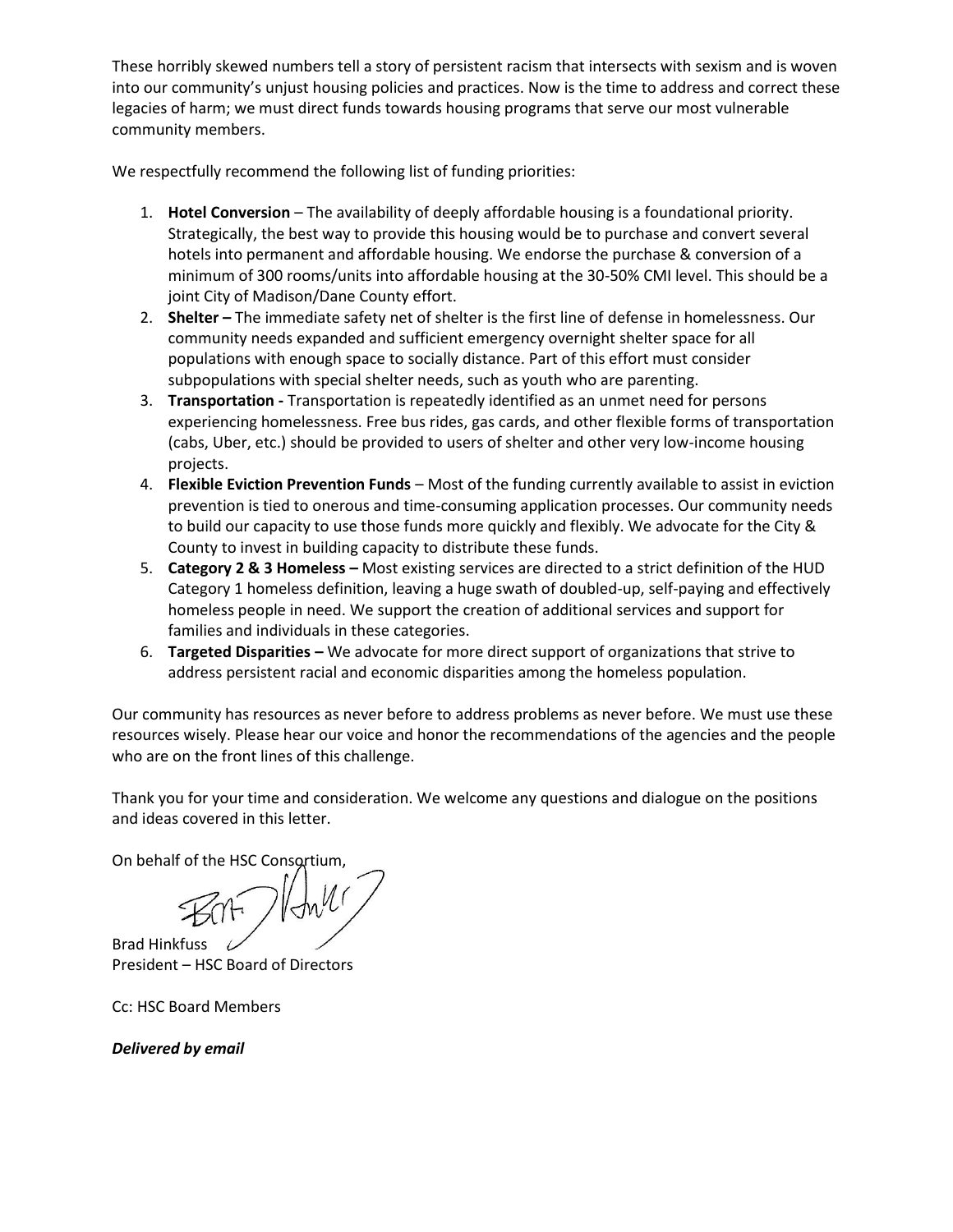These horribly skewed numbers tell a story of persistent racism that intersects with sexism and is woven into our community's unjust housing policies and practices. Now is the time to address and correct these legacies of harm; we must direct funds towards housing programs that serve our most vulnerable community members.

We respectfully recommend the following list of funding priorities:

1. **Hotel Conversion** – The availability of deeply affordable housing is a foundational priority. Strategically, the best way to provide this housing would be to purchase and convert several hotels into permanent and affordable housing. We endorse the purchase & conversion of a minimum of 300 rooms/units into affordable housing at the 30-50% CMI level. This should be a joint City of Madison/Dane County effort.
2. **Shelter –** The immediate safety net of shelter is the first line of defense in homelessness. Our community needs expanded and sufficient emergency overnight shelter space for all populations with enough space to socially distance. Part of this effort must consider subpopulations with special shelter needs, such as youth who are parenting.
3. **Transportation -** Transportation is repeatedly identified as an unmet need for persons experiencing homelessness. Free bus rides, gas cards, and other flexible forms of transportation (cabs, Uber, etc.) should be provided to users of shelter and other very low-income housing projects.
4. **Flexible Eviction Prevention Funds** – Most of the funding currently available to assist in eviction prevention is tied to onerous and time-consuming application processes. Our community needs to build our capacity to use those funds more quickly and flexibly. We advocate for the City & County to invest in building capacity to distribute these funds.
5. **Category 2 & 3 Homeless –** Most existing services are directed to a strict definition of the HUD Category 1 homeless definition, leaving a huge swath of doubled-up, self-paying and effectively homeless people in need. We support the creation of additional services and support for families and individuals in these categories.
6. **Targeted Disparities –** We advocate for more direct support of organizations that strive to address persistent racial and economic disparities among the homeless population.

Our community has resources as never before to address problems as never before. We must use these resources wisely. Please hear our voice and honor the recommendations of the agencies and the people who are on the front lines of this challenge.

Thank you for your time and consideration. We welcome any questions and dialogue on the positions and ideas covered in this letter.

On behalf of the HSC Consortium,

Brad Hinkfuss
President – HSC Board of Directors

Cc: HSC Board Members

***Delivered by email***